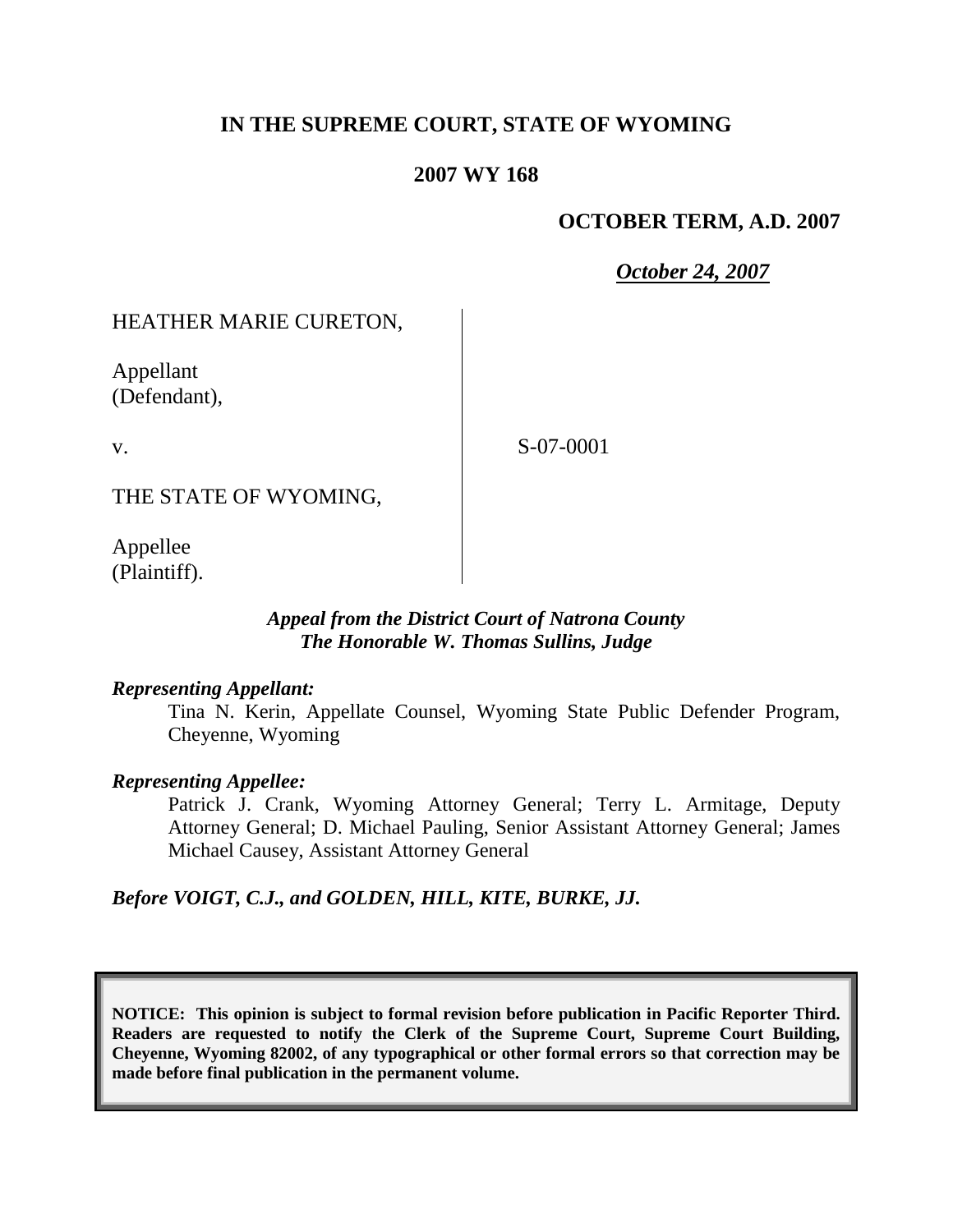**IN THE SUPREME COURT, STATE OF WYOMING**

**2007 WY 168**

**OCTOBER TERM, A.D. 2007**

***October 24, 2007***

HEATHER MARIE CURETON,

Appellant
(Defendant),

v.

S-07-0001

THE STATE OF WYOMING,

Appellee
(Plaintiff).

***Appeal from the District Court of Natrona County***
***The Honorable W. Thomas Sullins, Judge***

***Representing Appellant:***

Tina N. Kerin, Appellate Counsel, Wyoming State Public Defender Program, Cheyenne, Wyoming

***Representing Appellee:***

Patrick J. Crank, Wyoming Attorney General; Terry L. Armitage, Deputy Attorney General; D. Michael Pauling, Senior Assistant Attorney General; James Michael Causey, Assistant Attorney General

***Before VOIGT, C.J., and GOLDEN, HILL, KITE, BURKE, JJ.***

**NOTICE: This opinion is subject to formal revision before publication in Pacific Reporter Third. Readers are requested to notify the Clerk of the Supreme Court, Supreme Court Building, Cheyenne, Wyoming 82002, of any typographical or other formal errors so that correction may be made before final publication in the permanent volume.**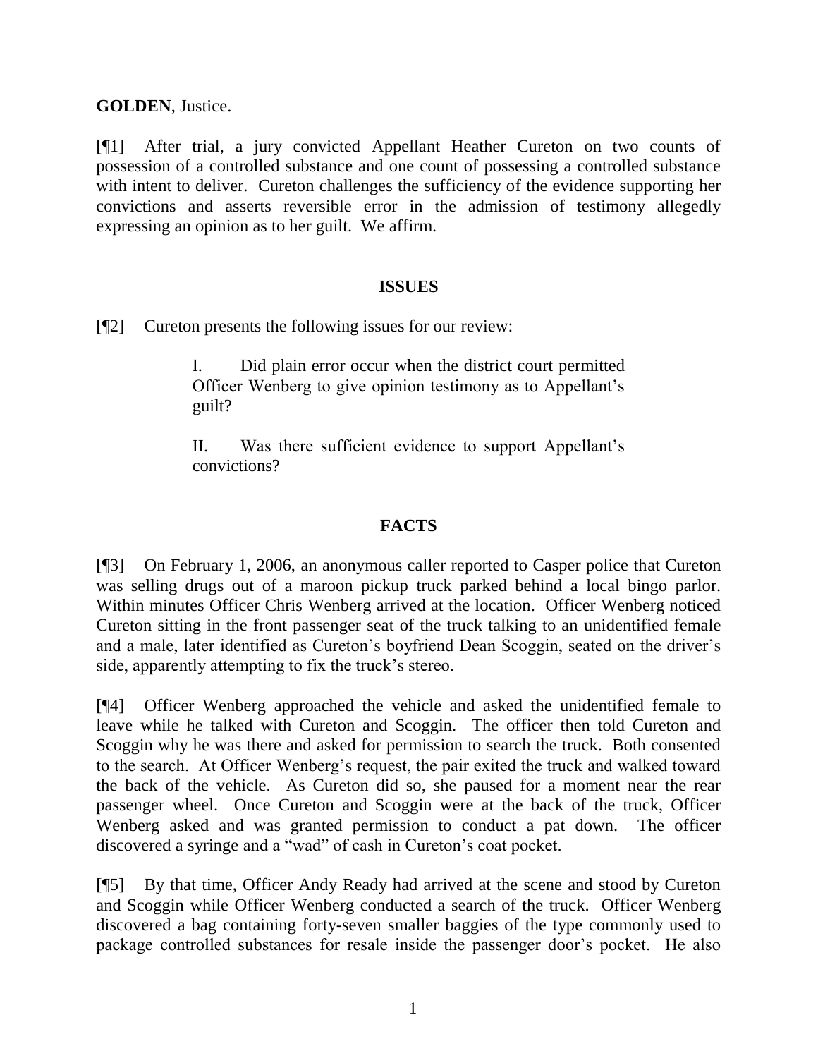**GOLDEN**, Justice.

[¶1] After trial, a jury convicted Appellant Heather Cureton on two counts of possession of a controlled substance and one count of possessing a controlled substance with intent to deliver. Cureton challenges the sufficiency of the evidence supporting her convictions and asserts reversible error in the admission of testimony allegedly expressing an opinion as to her guilt. We affirm.

## ISSUES

[¶2] Cureton presents the following issues for our review:

> I. Did plain error occur when the district court permitted Officer Wenberg to give opinion testimony as to Appellant's guilt?
>
> II. Was there sufficient evidence to support Appellant's convictions?

## FACTS

[¶3] On February 1, 2006, an anonymous caller reported to Casper police that Cureton was selling drugs out of a maroon pickup truck parked behind a local bingo parlor. Within minutes Officer Chris Wenberg arrived at the location. Officer Wenberg noticed Cureton sitting in the front passenger seat of the truck talking to an unidentified female and a male, later identified as Cureton's boyfriend Dean Scoggin, seated on the driver's side, apparently attempting to fix the truck's stereo.

[¶4] Officer Wenberg approached the vehicle and asked the unidentified female to leave while he talked with Cureton and Scoggin. The officer then told Cureton and Scoggin why he was there and asked for permission to search the truck. Both consented to the search. At Officer Wenberg's request, the pair exited the truck and walked toward the back of the vehicle. As Cureton did so, she paused for a moment near the rear passenger wheel. Once Cureton and Scoggin were at the back of the truck, Officer Wenberg asked and was granted permission to conduct a pat down. The officer discovered a syringe and a "wad" of cash in Cureton's coat pocket.

[¶5] By that time, Officer Andy Ready had arrived at the scene and stood by Cureton and Scoggin while Officer Wenberg conducted a search of the truck. Officer Wenberg discovered a bag containing forty-seven smaller baggies of the type commonly used to package controlled substances for resale inside the passenger door's pocket. He also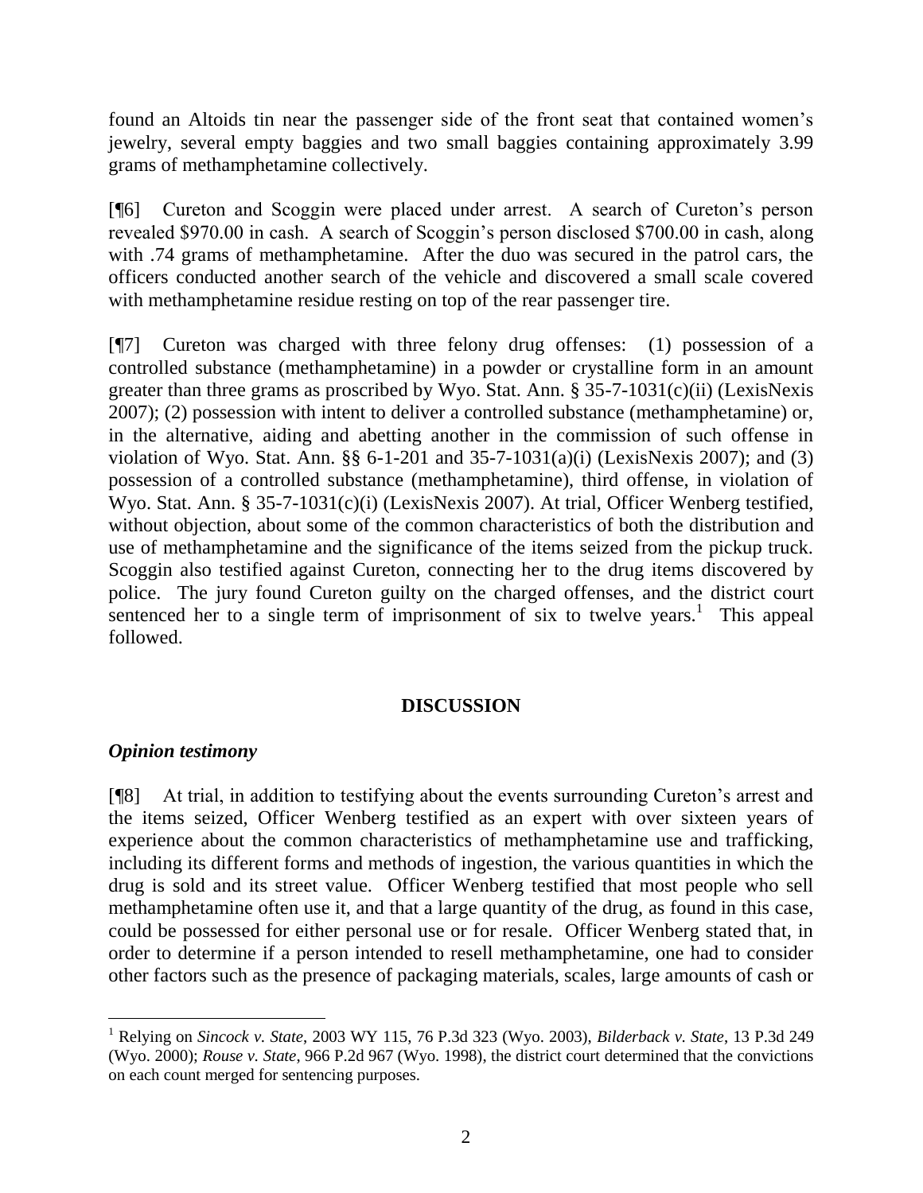found an Altoids tin near the passenger side of the front seat that contained women's jewelry, several empty baggies and two small baggies containing approximately 3.99 grams of methamphetamine collectively.

[¶6] Cureton and Scoggin were placed under arrest. A search of Cureton's person revealed $970.00 in cash. A search of Scoggin's person disclosed $700.00 in cash, along with .74 grams of methamphetamine. After the duo was secured in the patrol cars, the officers conducted another search of the vehicle and discovered a small scale covered with methamphetamine residue resting on top of the rear passenger tire.

[¶7] Cureton was charged with three felony drug offenses: (1) possession of a controlled substance (methamphetamine) in a powder or crystalline form in an amount greater than three grams as proscribed by Wyo. Stat. Ann. § 35-7-1031(c)(ii) (LexisNexis 2007); (2) possession with intent to deliver a controlled substance (methamphetamine) or, in the alternative, aiding and abetting another in the commission of such offense in violation of Wyo. Stat. Ann. §§ 6-1-201 and 35-7-1031(a)(i) (LexisNexis 2007); and (3) possession of a controlled substance (methamphetamine), third offense, in violation of Wyo. Stat. Ann. § 35-7-1031(c)(i) (LexisNexis 2007). At trial, Officer Wenberg testified, without objection, about some of the common characteristics of both the distribution and use of methamphetamine and the significance of the items seized from the pickup truck. Scoggin also testified against Cureton, connecting her to the drug items discovered by police. The jury found Cureton guilty on the charged offenses, and the district court sentenced her to a single term of imprisonment of six to twelve years.[1] This appeal followed.

## DISCUSSION

### *Opinion testimony*

[¶8] At trial, in addition to testifying about the events surrounding Cureton's arrest and the items seized, Officer Wenberg testified as an expert with over sixteen years of experience about the common characteristics of methamphetamine use and trafficking, including its different forms and methods of ingestion, the various quantities in which the drug is sold and its street value. Officer Wenberg testified that most people who sell methamphetamine often use it, and that a large quantity of the drug, as found in this case, could be possessed for either personal use or for resale. Officer Wenberg stated that, in order to determine if a person intended to resell methamphetamine, one had to consider other factors such as the presence of packaging materials, scales, large amounts of cash or

---

[1] Relying on *Sincock v. State*, 2003 WY 115, 76 P.3d 323 (Wyo. 2003), *Bilderback v. State*, 13 P.3d 249 (Wyo. 2000); *Rouse v. State*, 966 P.2d 967 (Wyo. 1998), the district court determined that the convictions on each count merged for sentencing purposes.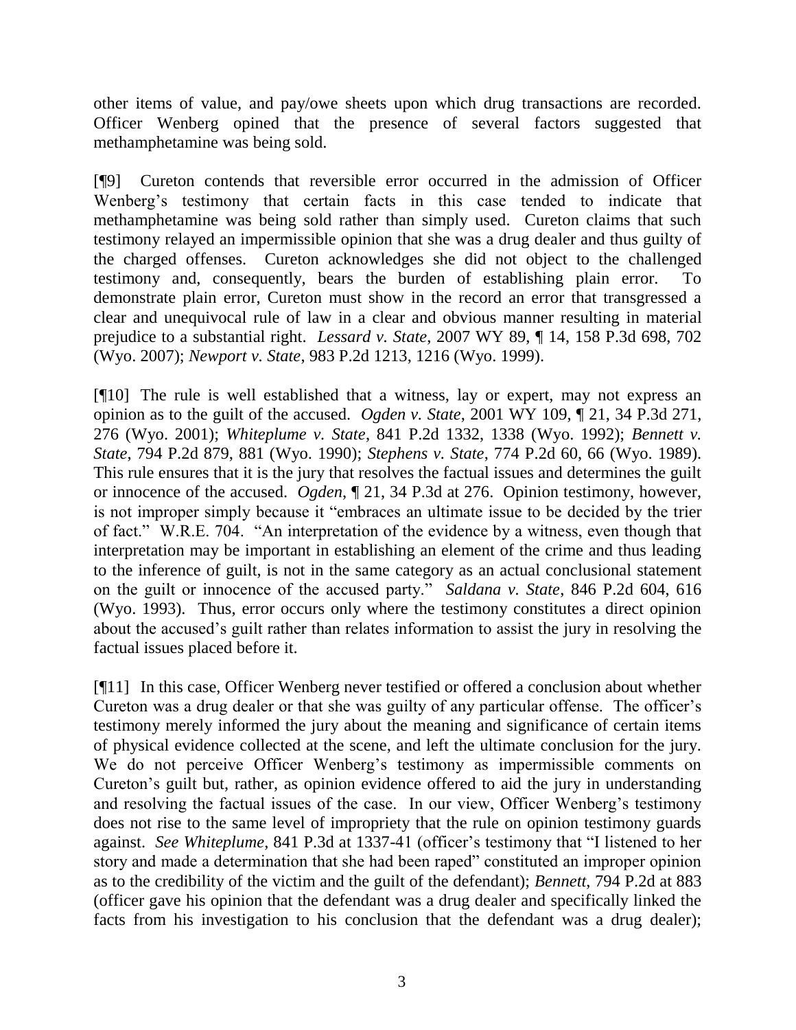other items of value, and pay/owe sheets upon which drug transactions are recorded. Officer Wenberg opined that the presence of several factors suggested that methamphetamine was being sold.

[¶9] Cureton contends that reversible error occurred in the admission of Officer Wenberg's testimony that certain facts in this case tended to indicate that methamphetamine was being sold rather than simply used. Cureton claims that such testimony relayed an impermissible opinion that she was a drug dealer and thus guilty of the charged offenses. Cureton acknowledges she did not object to the challenged testimony and, consequently, bears the burden of establishing plain error. To demonstrate plain error, Cureton must show in the record an error that transgressed a clear and unequivocal rule of law in a clear and obvious manner resulting in material prejudice to a substantial right. *Lessard v. State*, 2007 WY 89, ¶ 14, 158 P.3d 698, 702 (Wyo. 2007); *Newport v. State*, 983 P.2d 1213, 1216 (Wyo. 1999).

[¶10] The rule is well established that a witness, lay or expert, may not express an opinion as to the guilt of the accused. *Ogden v. State*, 2001 WY 109, ¶ 21, 34 P.3d 271, 276 (Wyo. 2001); *Whiteplume v. State*, 841 P.2d 1332, 1338 (Wyo. 1992); *Bennett v. State*, 794 P.2d 879, 881 (Wyo. 1990); *Stephens v. State*, 774 P.2d 60, 66 (Wyo. 1989). This rule ensures that it is the jury that resolves the factual issues and determines the guilt or innocence of the accused. *Ogden*, ¶ 21, 34 P.3d at 276. Opinion testimony, however, is not improper simply because it "embraces an ultimate issue to be decided by the trier of fact." W.R.E. 704. "An interpretation of the evidence by a witness, even though that interpretation may be important in establishing an element of the crime and thus leading to the inference of guilt, is not in the same category as an actual conclusional statement on the guilt or innocence of the accused party." *Saldana v. State*, 846 P.2d 604, 616 (Wyo. 1993). Thus, error occurs only where the testimony constitutes a direct opinion about the accused's guilt rather than relates information to assist the jury in resolving the factual issues placed before it.

[¶11] In this case, Officer Wenberg never testified or offered a conclusion about whether Cureton was a drug dealer or that she was guilty of any particular offense. The officer's testimony merely informed the jury about the meaning and significance of certain items of physical evidence collected at the scene, and left the ultimate conclusion for the jury. We do not perceive Officer Wenberg's testimony as impermissible comments on Cureton's guilt but, rather, as opinion evidence offered to aid the jury in understanding and resolving the factual issues of the case. In our view, Officer Wenberg's testimony does not rise to the same level of impropriety that the rule on opinion testimony guards against. *See Whiteplume*, 841 P.3d at 1337-41 (officer's testimony that "I listened to her story and made a determination that she had been raped" constituted an improper opinion as to the credibility of the victim and the guilt of the defendant); *Bennett*, 794 P.2d at 883 (officer gave his opinion that the defendant was a drug dealer and specifically linked the facts from his investigation to his conclusion that the defendant was a drug dealer);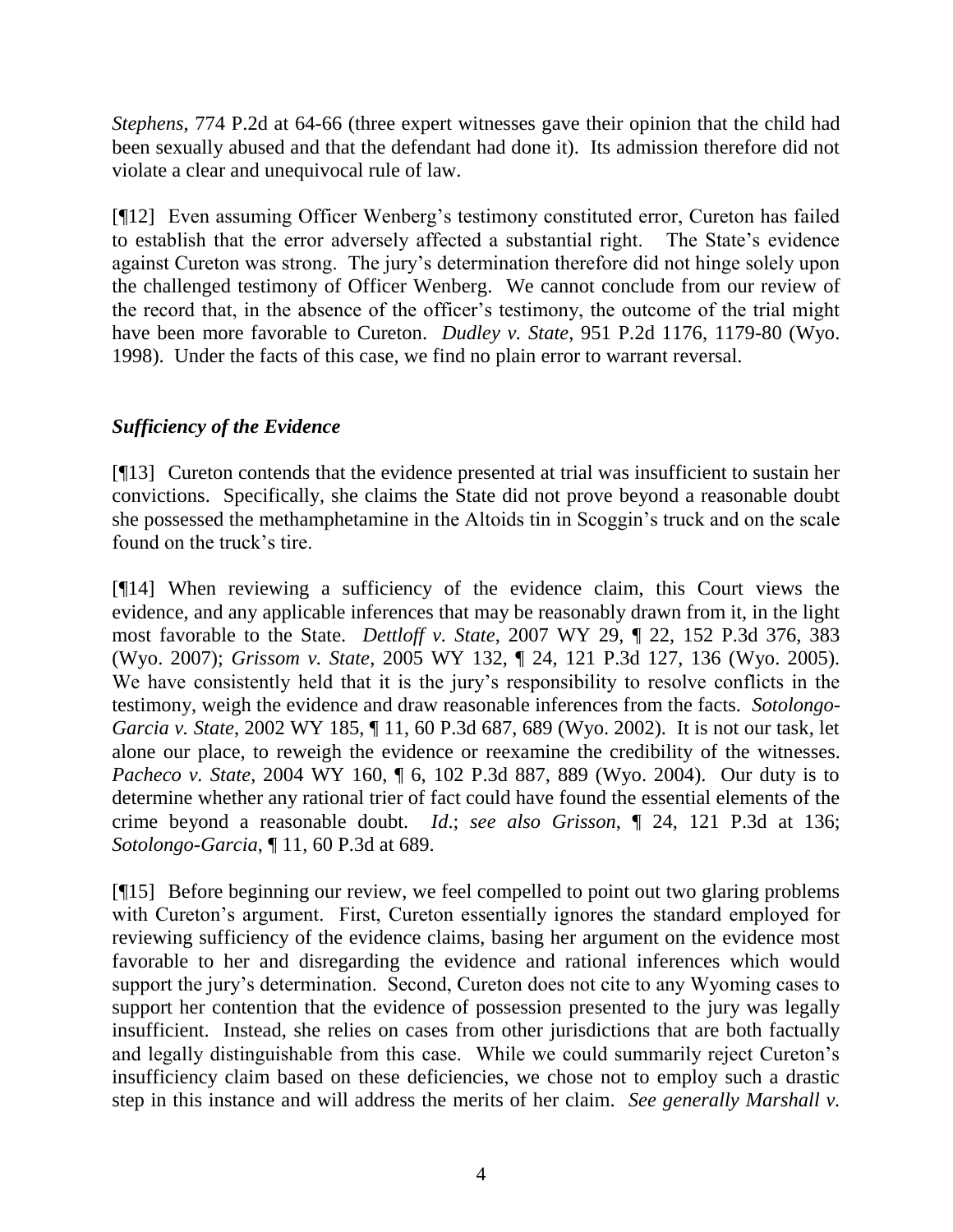*Stephens*, 774 P.2d at 64-66 (three expert witnesses gave their opinion that the child had been sexually abused and that the defendant had done it). Its admission therefore did not violate a clear and unequivocal rule of law.

[¶12] Even assuming Officer Wenberg's testimony constituted error, Cureton has failed to establish that the error adversely affected a substantial right. The State's evidence against Cureton was strong. The jury's determination therefore did not hinge solely upon the challenged testimony of Officer Wenberg. We cannot conclude from our review of the record that, in the absence of the officer's testimony, the outcome of the trial might have been more favorable to Cureton. *Dudley v. State*, 951 P.2d 1176, 1179-80 (Wyo. 1998). Under the facts of this case, we find no plain error to warrant reversal.

### *Sufficiency of the Evidence*

[¶13] Cureton contends that the evidence presented at trial was insufficient to sustain her convictions. Specifically, she claims the State did not prove beyond a reasonable doubt she possessed the methamphetamine in the Altoids tin in Scoggin's truck and on the scale found on the truck's tire.

[¶14] When reviewing a sufficiency of the evidence claim, this Court views the evidence, and any applicable inferences that may be reasonably drawn from it, in the light most favorable to the State. *Dettloff v. State*, 2007 WY 29, ¶ 22, 152 P.3d 376, 383 (Wyo. 2007); *Grissom v. State*, 2005 WY 132, ¶ 24, 121 P.3d 127, 136 (Wyo. 2005). We have consistently held that it is the jury's responsibility to resolve conflicts in the testimony, weigh the evidence and draw reasonable inferences from the facts. *Sotolongo-Garcia v. State*, 2002 WY 185, ¶ 11, 60 P.3d 687, 689 (Wyo. 2002). It is not our task, let alone our place, to reweigh the evidence or reexamine the credibility of the witnesses. *Pacheco v. State*, 2004 WY 160, ¶ 6, 102 P.3d 887, 889 (Wyo. 2004). Our duty is to determine whether any rational trier of fact could have found the essential elements of the crime beyond a reasonable doubt. *Id*.; *see also Grisson*, ¶ 24, 121 P.3d at 136; *Sotolongo-Garcia*, ¶ 11, 60 P.3d at 689.

[¶15] Before beginning our review, we feel compelled to point out two glaring problems with Cureton's argument. First, Cureton essentially ignores the standard employed for reviewing sufficiency of the evidence claims, basing her argument on the evidence most favorable to her and disregarding the evidence and rational inferences which would support the jury's determination. Second, Cureton does not cite to any Wyoming cases to support her contention that the evidence of possession presented to the jury was legally insufficient. Instead, she relies on cases from other jurisdictions that are both factually and legally distinguishable from this case. While we could summarily reject Cureton's insufficiency claim based on these deficiencies, we chose not to employ such a drastic step in this instance and will address the merits of her claim. *See generally Marshall v.*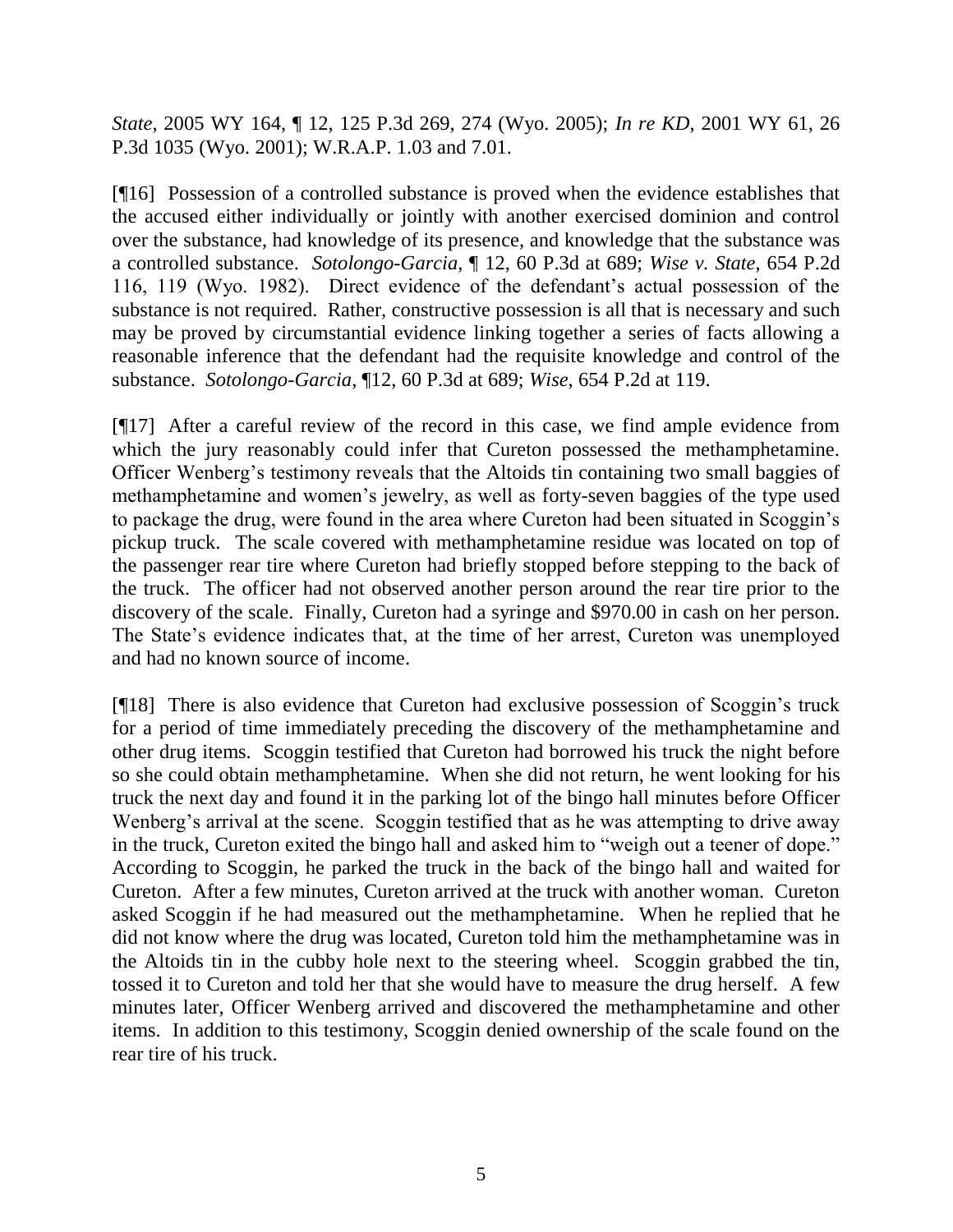*State*, 2005 WY 164, ¶ 12, 125 P.3d 269, 274 (Wyo. 2005); *In re KD*, 2001 WY 61, 26 P.3d 1035 (Wyo. 2001); W.R.A.P. 1.03 and 7.01.

[¶16] Possession of a controlled substance is proved when the evidence establishes that the accused either individually or jointly with another exercised dominion and control over the substance, had knowledge of its presence, and knowledge that the substance was a controlled substance. *Sotolongo-Garcia*, ¶ 12, 60 P.3d at 689; *Wise v. State*, 654 P.2d 116, 119 (Wyo. 1982). Direct evidence of the defendant's actual possession of the substance is not required. Rather, constructive possession is all that is necessary and such may be proved by circumstantial evidence linking together a series of facts allowing a reasonable inference that the defendant had the requisite knowledge and control of the substance. *Sotolongo-Garcia*, ¶12, 60 P.3d at 689; *Wise*, 654 P.2d at 119.

[¶17] After a careful review of the record in this case, we find ample evidence from which the jury reasonably could infer that Cureton possessed the methamphetamine. Officer Wenberg's testimony reveals that the Altoids tin containing two small baggies of methamphetamine and women's jewelry, as well as forty-seven baggies of the type used to package the drug, were found in the area where Cureton had been situated in Scoggin's pickup truck. The scale covered with methamphetamine residue was located on top of the passenger rear tire where Cureton had briefly stopped before stepping to the back of the truck. The officer had not observed another person around the rear tire prior to the discovery of the scale. Finally, Cureton had a syringe and $970.00 in cash on her person. The State's evidence indicates that, at the time of her arrest, Cureton was unemployed and had no known source of income.

[¶18] There is also evidence that Cureton had exclusive possession of Scoggin's truck for a period of time immediately preceding the discovery of the methamphetamine and other drug items. Scoggin testified that Cureton had borrowed his truck the night before so she could obtain methamphetamine. When she did not return, he went looking for his truck the next day and found it in the parking lot of the bingo hall minutes before Officer Wenberg's arrival at the scene. Scoggin testified that as he was attempting to drive away in the truck, Cureton exited the bingo hall and asked him to "weigh out a teener of dope." According to Scoggin, he parked the truck in the back of the bingo hall and waited for Cureton. After a few minutes, Cureton arrived at the truck with another woman. Cureton asked Scoggin if he had measured out the methamphetamine. When he replied that he did not know where the drug was located, Cureton told him the methamphetamine was in the Altoids tin in the cubby hole next to the steering wheel. Scoggin grabbed the tin, tossed it to Cureton and told her that she would have to measure the drug herself. A few minutes later, Officer Wenberg arrived and discovered the methamphetamine and other items. In addition to this testimony, Scoggin denied ownership of the scale found on the rear tire of his truck.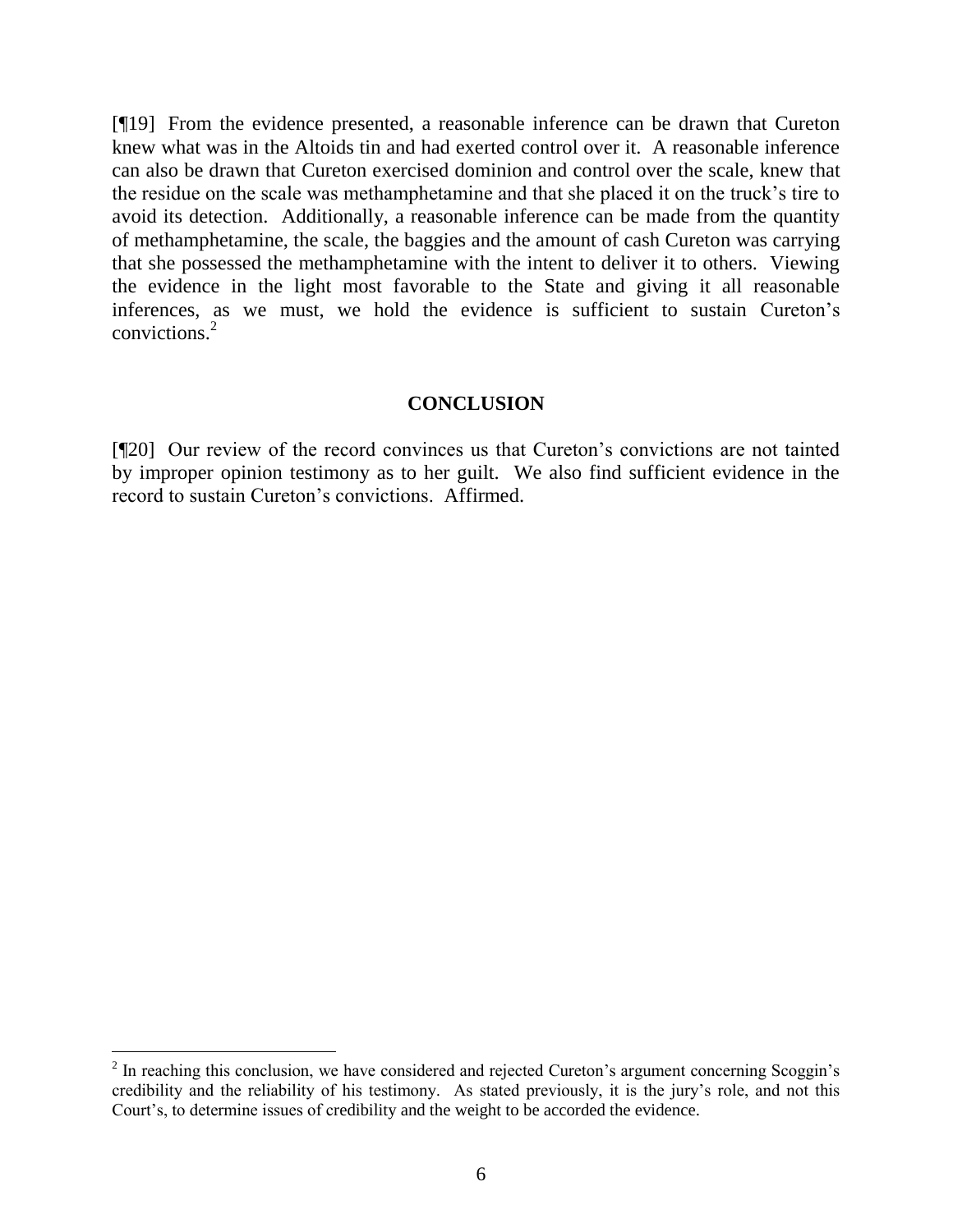[¶19] From the evidence presented, a reasonable inference can be drawn that Cureton knew what was in the Altoids tin and had exerted control over it. A reasonable inference can also be drawn that Cureton exercised dominion and control over the scale, knew that the residue on the scale was methamphetamine and that she placed it on the truck's tire to avoid its detection. Additionally, a reasonable inference can be made from the quantity of methamphetamine, the scale, the baggies and the amount of cash Cureton was carrying that she possessed the methamphetamine with the intent to deliver it to others. Viewing the evidence in the light most favorable to the State and giving it all reasonable inferences, as we must, we hold the evidence is sufficient to sustain Cureton's convictions.[2]

## CONCLUSION

[¶20] Our review of the record convinces us that Cureton's convictions are not tainted by improper opinion testimony as to her guilt. We also find sufficient evidence in the record to sustain Cureton's convictions. Affirmed.

---

[2] In reaching this conclusion, we have considered and rejected Cureton's argument concerning Scoggin's credibility and the reliability of his testimony. As stated previously, it is the jury's role, and not this Court's, to determine issues of credibility and the weight to be accorded the evidence.